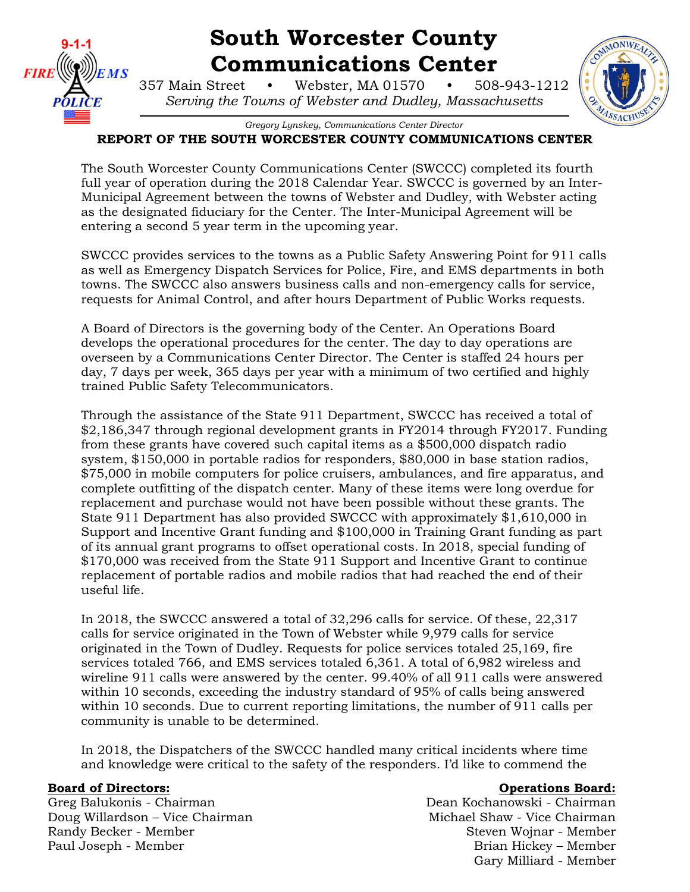# South Worcester County Communications Center

357 Main Street • Webster, MA 01570 • 508-943-1212

*Serving the Towns of Webster and Dudley, Massachusetts*

*Gregory Lynskey, Communications Center Director*

**REPORT OF THE SOUTH WORCESTER COUNTY COMMUNICATIONS CENTER**

The South Worcester County Communications Center (SWCCC) completed its fourth full year of operation during the 2018 Calendar Year. SWCCC is governed by an Inter-Municipal Agreement between the towns of Webster and Dudley, with Webster acting as the designated fiduciary for the Center. The Inter-Municipal Agreement will be entering a second 5 year term in the upcoming year.

SWCCC provides services to the towns as a Public Safety Answering Point for 911 calls as well as Emergency Dispatch Services for Police, Fire, and EMS departments in both towns. The SWCCC also answers business calls and non-emergency calls for service, requests for Animal Control, and after hours Department of Public Works requests.

A Board of Directors is the governing body of the Center. An Operations Board develops the operational procedures for the center. The day to day operations are overseen by a Communications Center Director. The Center is staffed 24 hours per day, 7 days per week, 365 days per year with a minimum of two certified and highly trained Public Safety Telecommunicators.

Through the assistance of the State 911 Department, SWCCC has received a total of $2,186,347 through regional development grants in FY2014 through FY2017. Funding from these grants have covered such capital items as a $500,000 dispatch radio system, $150,000 in portable radios for responders, $80,000 in base station radios, $75,000 in mobile computers for police cruisers, ambulances, and fire apparatus, and complete outfitting of the dispatch center. Many of these items were long overdue for replacement and purchase would not have been possible without these grants. The State 911 Department has also provided SWCCC with approximately $1,610,000 in Support and Incentive Grant funding and $100,000 in Training Grant funding as part of its annual grant programs to offset operational costs. In 2018, special funding of $170,000 was received from the State 911 Support and Incentive Grant to continue replacement of portable radios and mobile radios that had reached the end of their useful life.

In 2018, the SWCCC answered a total of 32,296 calls for service. Of these, 22,317 calls for service originated in the Town of Webster while 9,979 calls for service originated in the Town of Dudley. Requests for police services totaled 25,169, fire services totaled 766, and EMS services totaled 6,361. A total of 6,982 wireless and wireline 911 calls were answered by the center. 99.40% of all 911 calls were answered within 10 seconds, exceeding the industry standard of 95% of calls being answered within 10 seconds. Due to current reporting limitations, the number of 911 calls per community is unable to be determined.

In 2018, the Dispatchers of the SWCCC handled many critical incidents where time and knowledge were critical to the safety of the responders. I'd like to commend the

**Board of Directors:**

Greg Balukonis - Chairman
Doug Willardson – Vice Chairman
Randy Becker - Member
Paul Joseph - Member

**Operations Board:**

Dean Kochanowski - Chairman
Michael Shaw - Vice Chairman
Steven Wojnar - Member
Brian Hickey – Member
Gary Milliard - Member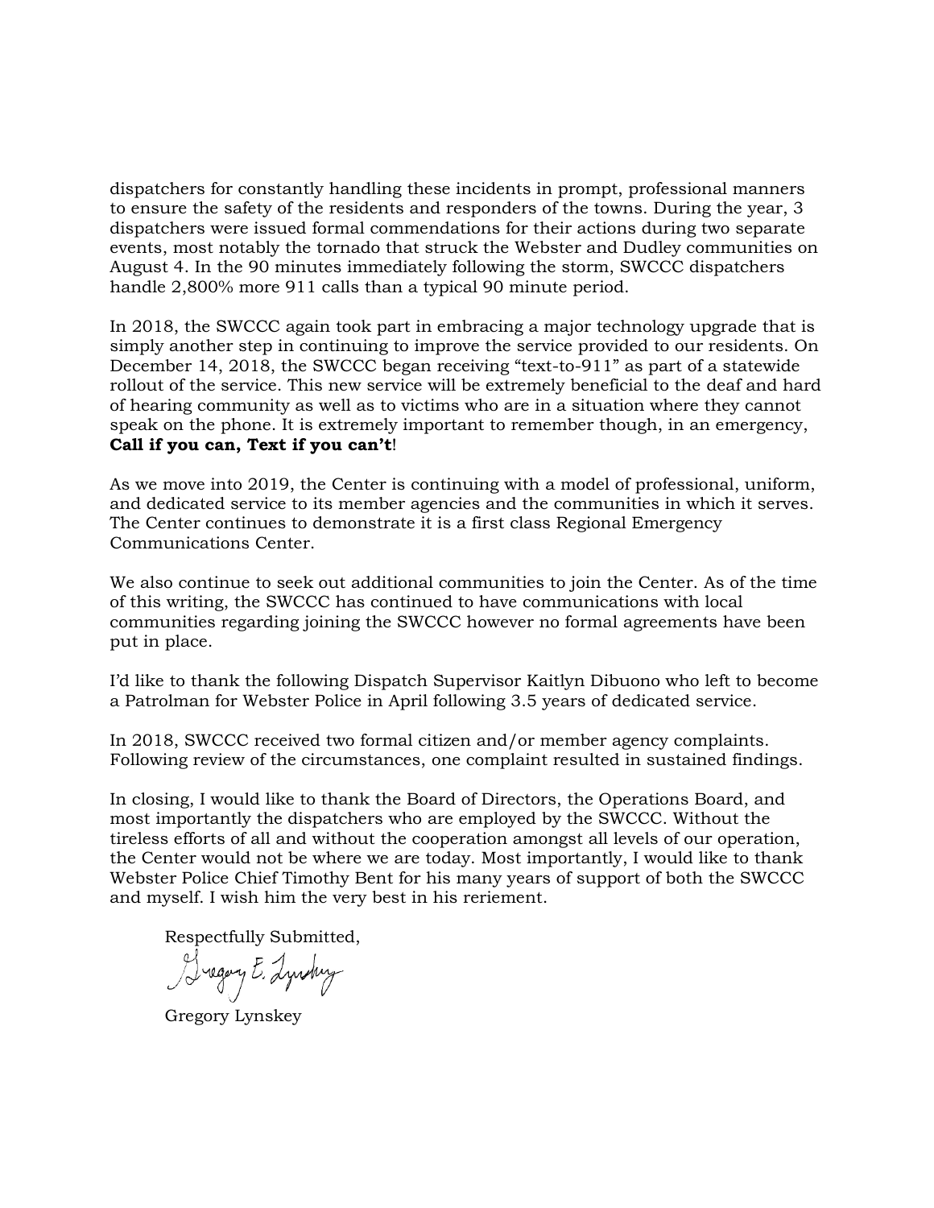dispatchers for constantly handling these incidents in prompt, professional manners to ensure the safety of the residents and responders of the towns. During the year, 3 dispatchers were issued formal commendations for their actions during two separate events, most notably the tornado that struck the Webster and Dudley communities on August 4. In the 90 minutes immediately following the storm, SWCCC dispatchers handle 2,800% more 911 calls than a typical 90 minute period.

In 2018, the SWCCC again took part in embracing a major technology upgrade that is simply another step in continuing to improve the service provided to our residents. On December 14, 2018, the SWCCC began receiving "text-to-911" as part of a statewide rollout of the service. This new service will be extremely beneficial to the deaf and hard of hearing community as well as to victims who are in a situation where they cannot speak on the phone. It is extremely important to remember though, in an emergency, **Call if you can, Text if you can't**!

As we move into 2019, the Center is continuing with a model of professional, uniform, and dedicated service to its member agencies and the communities in which it serves. The Center continues to demonstrate it is a first class Regional Emergency Communications Center.

We also continue to seek out additional communities to join the Center. As of the time of this writing, the SWCCC has continued to have communications with local communities regarding joining the SWCCC however no formal agreements have been put in place.

I'd like to thank the following Dispatch Supervisor Kaitlyn Dibuono who left to become a Patrolman for Webster Police in April following 3.5 years of dedicated service.

In 2018, SWCCC received two formal citizen and/or member agency complaints. Following review of the circumstances, one complaint resulted in sustained findings.

In closing, I would like to thank the Board of Directors, the Operations Board, and most importantly the dispatchers who are employed by the SWCCC. Without the tireless efforts of all and without the cooperation amongst all levels of our operation, the Center would not be where we are today. Most importantly, I would like to thank Webster Police Chief Timothy Bent for his many years of support of both the SWCCC and myself. I wish him the very best in his reriement.

Respectfully Submitted,

Gregory E. Lynskey

Gregory Lynskey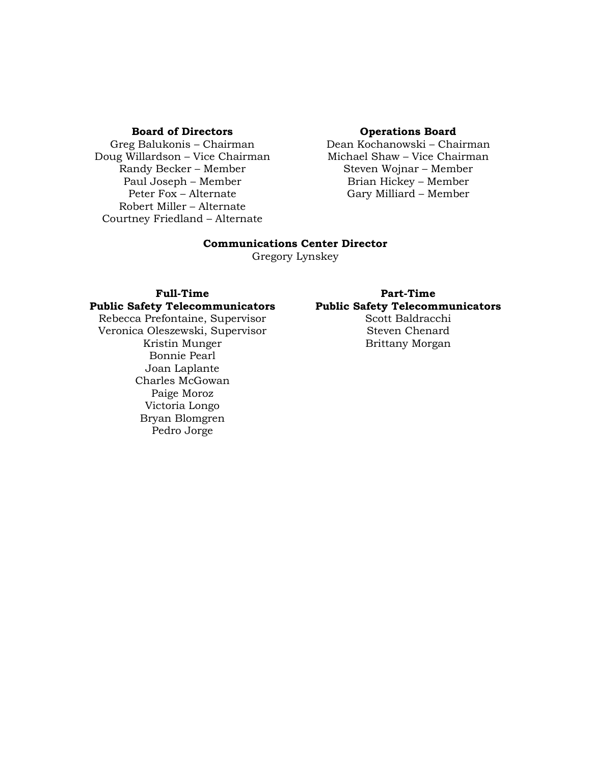**Board of Directors**

Greg Balukonis – Chairman
Doug Willardson – Vice Chairman
Randy Becker – Member
Paul Joseph – Member
Peter Fox – Alternate
Robert Miller – Alternate
Courtney Friedland – Alternate

**Operations Board**

Dean Kochanowski – Chairman
Michael Shaw – Vice Chairman
Steven Wojnar – Member
Brian Hickey – Member
Gary Milliard – Member

**Communications Center Director**

Gregory Lynskey

**Full-Time Public Safety Telecommunicators**

Rebecca Prefontaine, Supervisor
Veronica Oleszewski, Supervisor
Kristin Munger
Bonnie Pearl
Joan Laplante
Charles McGowan
Paige Moroz
Victoria Longo
Bryan Blomgren
Pedro Jorge

**Part-Time Public Safety Telecommunicators**

Scott Baldracchi
Steven Chenard
Brittany Morgan